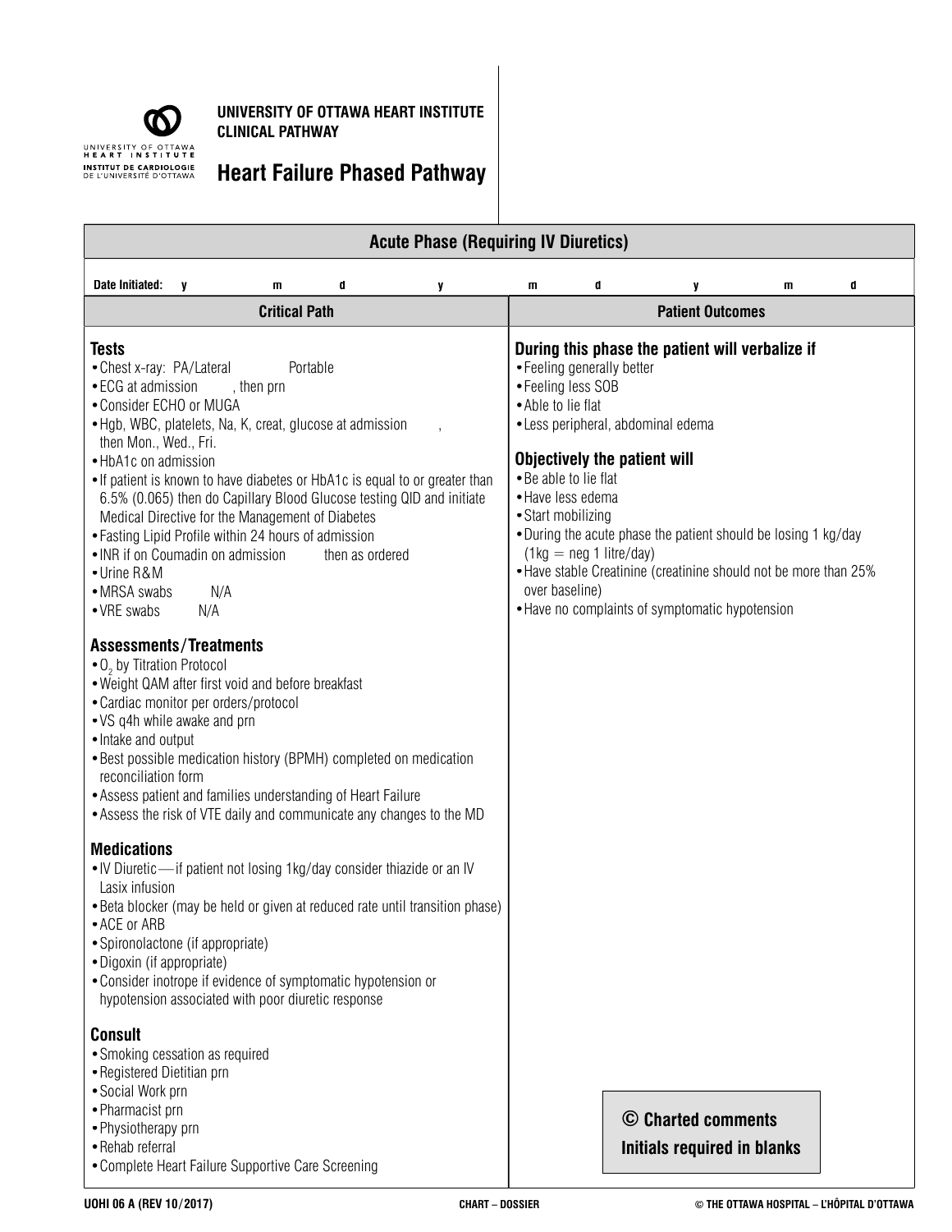UNIVERSITY OF OTTAWA HEART INSTITUTE
INSTITUT DE CARDIOLOGIE DE L'UNIVERSITÉ D'OTTAWA

**UNIVERSITY OF OTTAWA HEART INSTITUTE CLINICAL PATHWAY**

# Heart Failure Phased Pathway

## Acute Phase (Requiring IV Diuretics)

| Date Initiated: | y | m | d | y | m | d | y | m | d |
|---|---|---|---|---|---|---|---|---|---|

| Critical Path | Patient Outcomes |
|---|---|

### Critical Path

**Tests**

- Chest x-ray: PA/Lateral Portable
- ECG at admission , then prn
- Consider ECHO or MUGA
- Hgb, WBC, platelets, Na, K, creat, glucose at admission , then Mon., Wed., Fri.
- HbA1c on admission
- If patient is known to have diabetes or HbA1c is equal to or greater than 6.5% (0.065) then do Capillary Blood Glucose testing QID and initiate Medical Directive for the Management of Diabetes
- Fasting Lipid Profile within 24 hours of admission
- INR if on Coumadin on admission then as ordered
- Urine R&M
- MRSA swabs N/A
- VRE swabs N/A

**Assessments/Treatments**

- $O_2$ by Titration Protocol
- Weight QAM after first void and before breakfast
- Cardiac monitor per orders/protocol
- VS q4h while awake and prn
- Intake and output
- Best possible medication history (BPMH) completed on medication reconciliation form
- Assess patient and families understanding of Heart Failure
- Assess the risk of VTE daily and communicate any changes to the MD

**Medications**

- IV Diuretic — if patient not losing 1kg/day consider thiazide or an IV Lasix infusion
- Beta blocker (may be held or given at reduced rate until transition phase)
- ACE or ARB
- Spironolactone (if appropriate)
- Digoxin (if appropriate)
- Consider inotrope if evidence of symptomatic hypotension or hypotension associated with poor diuretic response

**Consult**

- Smoking cessation as required
- Registered Dietitian prn
- Social Work prn
- Pharmacist prn
- Physiotherapy prn
- Rehab referral
- Complete Heart Failure Supportive Care Screening

### Patient Outcomes

**During this phase the patient will verbalize if**

- Feeling generally better
- Feeling less SOB
- Able to lie flat
- Less peripheral, abdominal edema

**Objectively the patient will**

- Be able to lie flat
- Have less edema
- Start mobilizing
- During the acute phase the patient should be losing 1 kg/day (1kg = neg 1 litre/day)
- Have stable Creatinine (creatinine should not be more than 25% over baseline)
- Have no complaints of symptomatic hypotension

**© Charted comments**
**Initials required in blanks**

UOHI 06 A (REV 10/2017) CHART – DOSSIER © THE OTTAWA HOSPITAL – L'HÔPITAL D'OTTAWA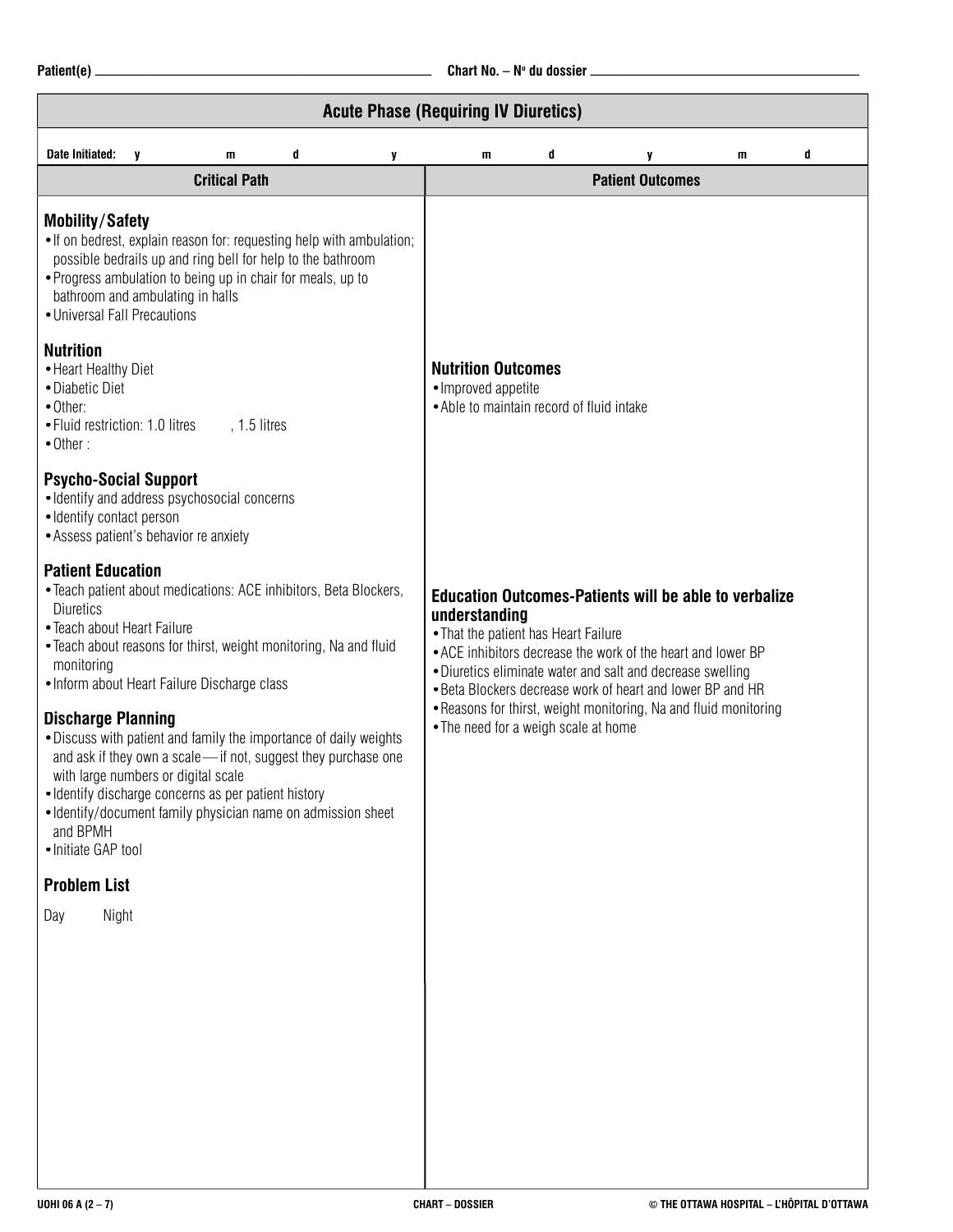Patient(e) ______________________ Chart No. – Nº du dossier ______________________

## Acute Phase (Requiring IV Diuretics)

| Date Initiated: | y | m | d | y | m | d | y | m | d |
|---|---|---|---|---|---|---|---|---|---|

| Critical Path | Patient Outcomes |
|---|---|
| **Mobility/Safety**<br>• If on bedrest, explain reason for: requesting help with ambulation; possible bedrails up and ring bell for help to the bathroom<br>• Progress ambulation to being up in chair for meals, up to bathroom and ambulating in halls<br>• Universal Fall Precautions | |
| **Nutrition**<br>• Heart Healthy Diet<br>• Diabetic Diet<br>• Other:<br>• Fluid restriction: 1.0 litres , 1.5 litres<br>• Other : | **Nutrition Outcomes**<br>• Improved appetite<br>• Able to maintain record of fluid intake |
| **Psycho-Social Support**<br>• Identify and address psychosocial concerns<br>• Identify contact person<br>• Assess patient's behavior re anxiety | |
| **Patient Education**<br>• Teach patient about medications: ACE inhibitors, Beta Blockers, Diuretics<br>• Teach about Heart Failure<br>• Teach about reasons for thirst, weight monitoring, Na and fluid monitoring<br>• Inform about Heart Failure Discharge class | **Education Outcomes-Patients will be able to verbalize understanding**<br>• That the patient has Heart Failure<br>• ACE inhibitors decrease the work of the heart and lower BP<br>• Diuretics eliminate water and salt and decrease swelling<br>• Beta Blockers decrease work of heart and lower BP and HR<br>• Reasons for thirst, weight monitoring, Na and fluid monitoring<br>• The need for a weigh scale at home |
| **Discharge Planning**<br>• Discuss with patient and family the importance of daily weights and ask if they own a scale—if not, suggest they purchase one with large numbers or digital scale<br>• Identify discharge concerns as per patient history<br>• Identify/document family physician name on admission sheet and BPMH<br>• Initiate GAP tool | |
| **Problem List**<br>Day Night | |

UOHI 06 A (2 – 7) CHART – DOSSIER © THE OTTAWA HOSPITAL – L'HÔPITAL D'OTTAWA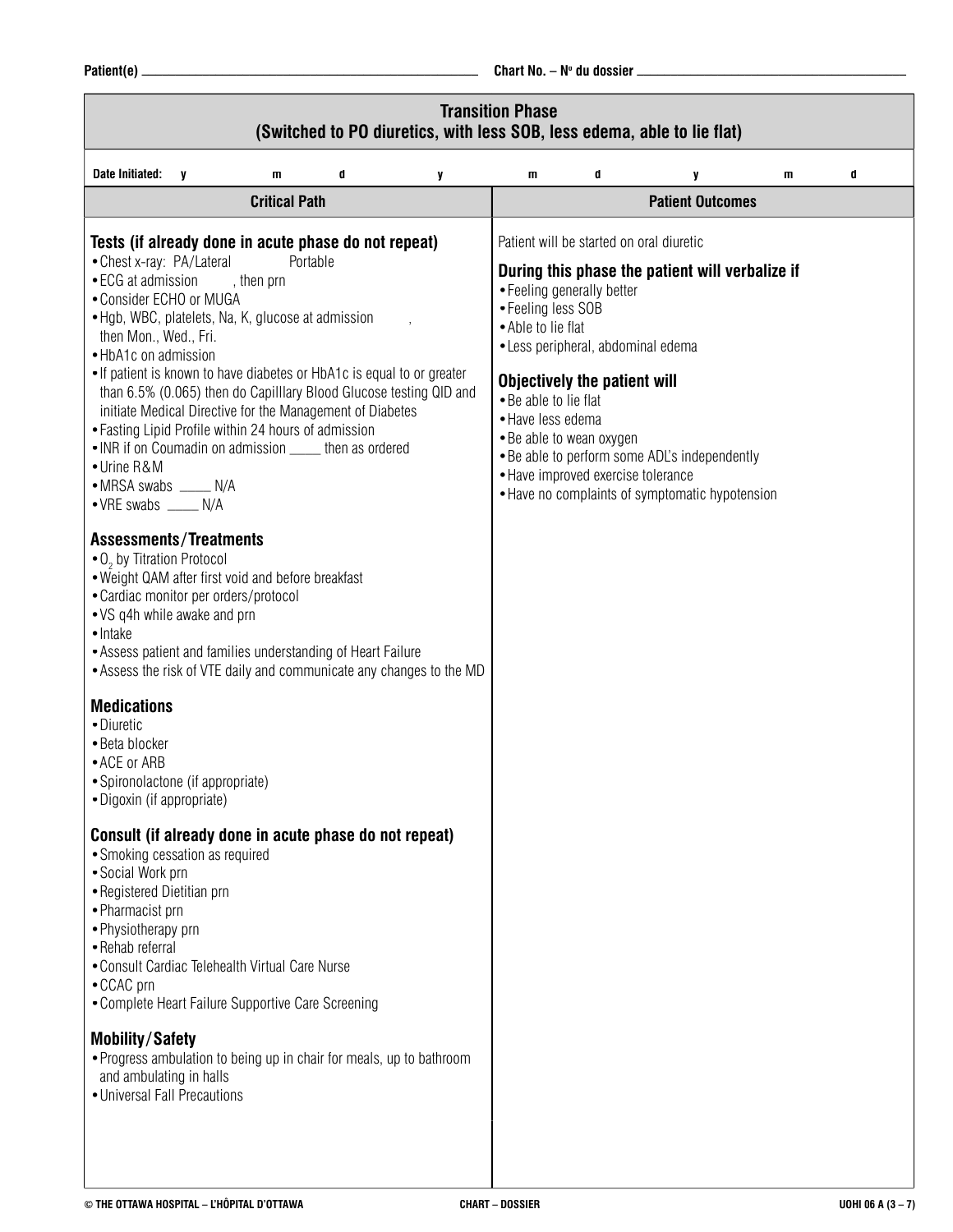Patient(e) ______________________ Chart No. – Nº du dossier ______________________

## Transition Phase
### (Switched to PO diuretics, with less SOB, less edema, able to lie flat)

| Date Initiated: | y | m | d | y | m | d | y | m | d |
|---|---|---|---|---|---|---|---|---|---|

| Critical Path | Patient Outcomes |
|---|---|
| | |

### Critical Path

**Tests (if already done in acute phase do not repeat)**

- Chest x-ray: PA/Lateral      Portable
- ECG at admission      , then prn
- Consider ECHO or MUGA
- Hgb, WBC, platelets, Na, K, glucose at admission      , then Mon., Wed., Fri.
- HbA1c on admission
- If patient is known to have diabetes or HbA1c is equal to or greater than 6.5% (0.065) then do Capilllary Blood Glucose testing QID and initiate Medical Directive for the Management of Diabetes
- Fasting Lipid Profile within 24 hours of admission
- INR if on Coumadin on admission _____ then as ordered
- Urine R&M
- MRSA swabs _____ N/A
- VRE swabs _____ N/A

**Assessments/Treatments**

- $O_2$ by Titration Protocol
- Weight QAM after first void and before breakfast
- Cardiac monitor per orders/protocol
- VS q4h while awake and prn
- Intake
- Assess patient and families understanding of Heart Failure
- Assess the risk of VTE daily and communicate any changes to the MD

**Medications**

- Diuretic
- Beta blocker
- ACE or ARB
- Spironolactone (if appropriate)
- Digoxin (if appropriate)

**Consult (if already done in acute phase do not repeat)**

- Smoking cessation as required
- Social Work prn
- Registered Dietitian prn
- Pharmacist prn
- Physiotherapy prn
- Rehab referral
- Consult Cardiac Telehealth Virtual Care Nurse
- CCAC prn
- Complete Heart Failure Supportive Care Screening

**Mobility/Safety**

- Progress ambulation to being up in chair for meals, up to bathroom and ambulating in halls
- Universal Fall Precautions

### Patient Outcomes

Patient will be started on oral diuretic

**During this phase the patient will verbalize if**

- Feeling generally better
- Feeling less SOB
- Able to lie flat
- Less peripheral, abdominal edema

**Objectively the patient will**

- Be able to lie flat
- Have less edema
- Be able to wean oxygen
- Be able to perform some ADL's independently
- Have improved exercise tolerance
- Have no complaints of symptomatic hypotension

© THE OTTAWA HOSPITAL – L'HÔPITAL D'OTTAWA    CHART – DOSSIER    UOHI 06 A (3 – 7)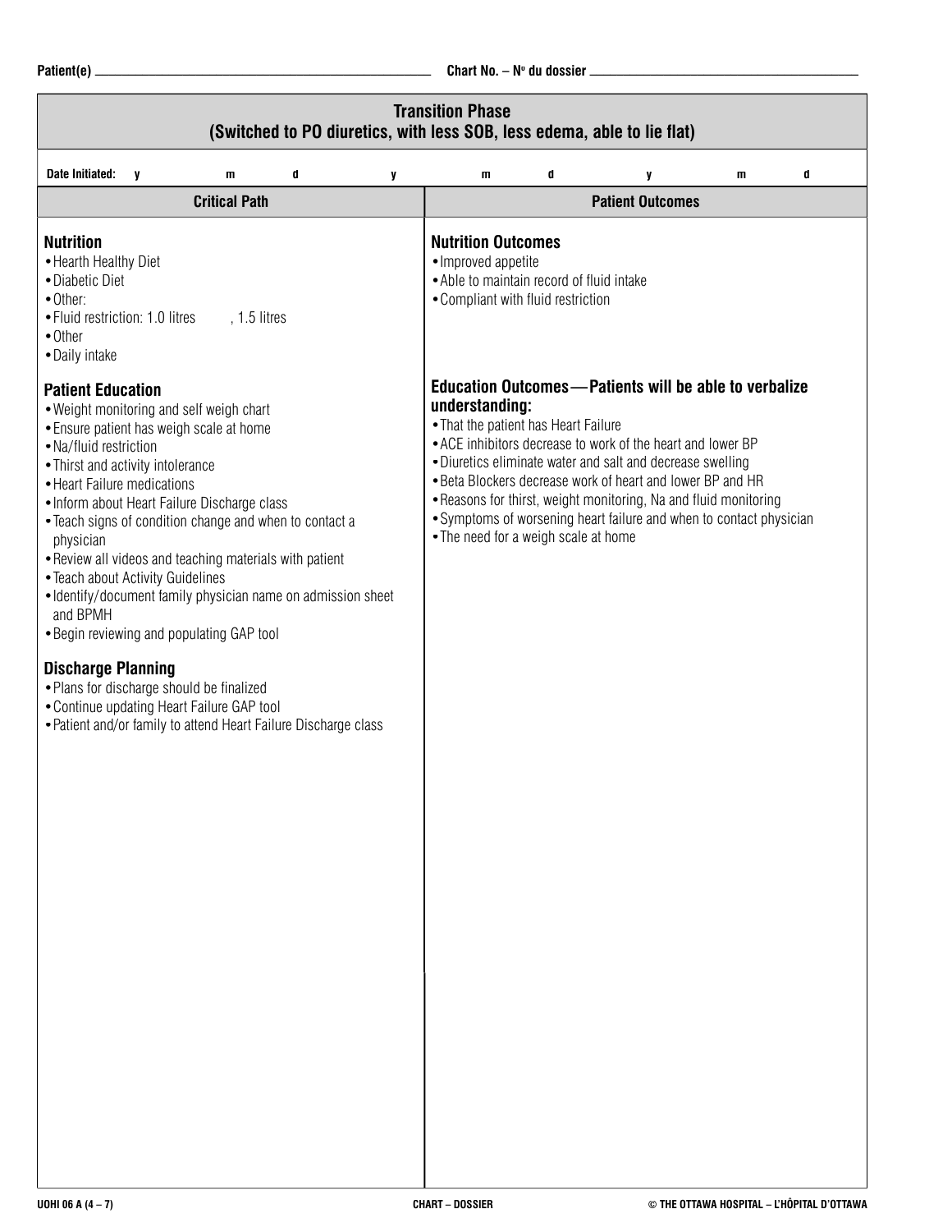Patient(e) ______________________ Chart No. – Nº du dossier ______________________

## Transition Phase
### (Switched to PO diuretics, with less SOB, less edema, able to lie flat)

| Date Initiated: | y | m | d | y | m | d | y | m | d |
|---|---|---|---|---|---|---|---|---|---|

| Critical Path | Patient Outcomes |
|---|---|
| **Nutrition**<br>• Hearth Healthy Diet<br>• Diabetic Diet<br>• Other:<br>• Fluid restriction: 1.0 litres , 1.5 litres<br>• Other<br>• Daily intake | **Nutrition Outcomes**<br>• Improved appetite<br>• Able to maintain record of fluid intake<br>• Compliant with fluid restriction |
| **Patient Education**<br>• Weight monitoring and self weigh chart<br>• Ensure patient has weigh scale at home<br>• Na/fluid restriction<br>• Thirst and activity intolerance<br>• Heart Failure medications<br>• Inform about Heart Failure Discharge class<br>• Teach signs of condition change and when to contact a physician<br>• Review all videos and teaching materials with patient<br>• Teach about Activity Guidelines<br>• Identify/document family physician name on admission sheet and BPMH<br>• Begin reviewing and populating GAP tool | **Education Outcomes — Patients will be able to verbalize understanding:**<br>• That the patient has Heart Failure<br>• ACE inhibitors decrease to work of the heart and lower BP<br>• Diuretics eliminate water and salt and decrease swelling<br>• Beta Blockers decrease work of heart and lower BP and HR<br>• Reasons for thirst, weight monitoring, Na and fluid monitoring<br>• Symptoms of worsening heart failure and when to contact physician<br>• The need for a weigh scale at home |
| **Discharge Planning**<br>• Plans for discharge should be finalized<br>• Continue updating Heart Failure GAP tool<br>• Patient and/or family to attend Heart Failure Discharge class | |

UOHI 06 A (4 – 7) CHART – DOSSIER © THE OTTAWA HOSPITAL – L'HÔPITAL D'OTTAWA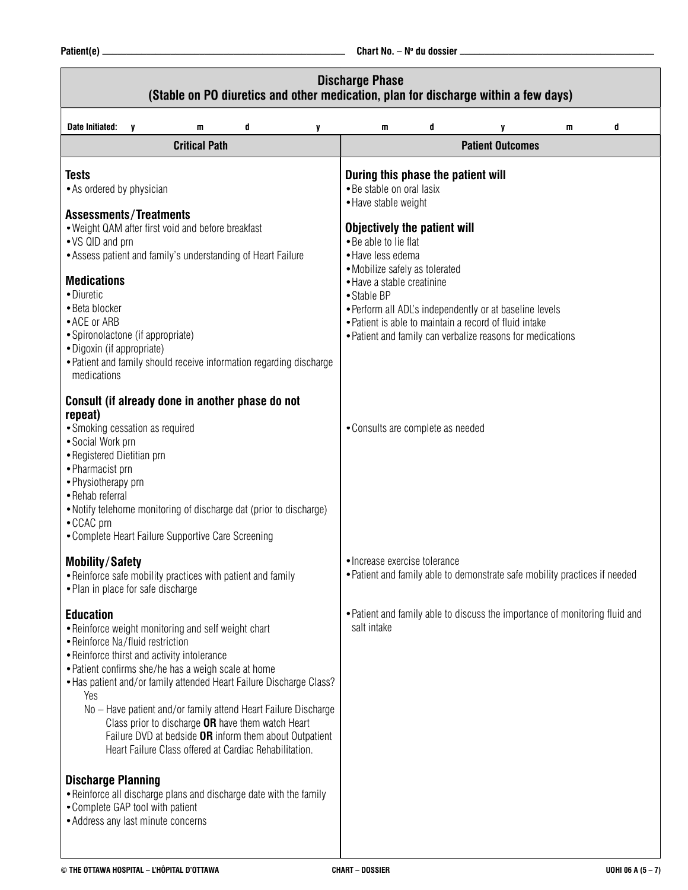Patient(e) ______________________ Chart No. – Nº du dossier ______________________

## Discharge Phase
### (Stable on PO diuretics and other medication, plan for discharge within a few days)

**Date Initiated:** y m d y m d y m d

| Critical Path | Patient Outcomes |
|---|---|
| **Tests**<br>• As ordered by physician<br><br>**Assessments/Treatments**<br>• Weight QAM after first void and before breakfast<br>• VS QID and prn<br>• Assess patient and family's understanding of Heart Failure<br><br>**Medications**<br>• Diuretic<br>• Beta blocker<br>• ACE or ARB<br>• Spironolactone (if appropriate)<br>• Digoxin (if appropriate)<br>• Patient and family should receive information regarding discharge medications | **During this phase the patient will**<br>• Be stable on oral lasix<br>• Have stable weight<br><br>**Objectively the patient will**<br>• Be able to lie flat<br>• Have less edema<br>• Mobilize safely as tolerated<br>• Have a stable creatinine<br>• Stable BP<br>• Perform all ADL's independently or at baseline levels<br>• Patient is able to maintain a record of fluid intake<br>• Patient and family can verbalize reasons for medications |
| **Consult (if already done in another phase do not repeat)**<br>• Smoking cessation as required<br>• Social Work prn<br>• Registered Dietitian prn<br>• Pharmacist prn<br>• Physiotherapy prn<br>• Rehab referral<br>• Notify telehome monitoring of discharge dat (prior to discharge)<br>• CCAC prn<br>• Complete Heart Failure Supportive Care Screening | • Consults are complete as needed |
| **Mobility/Safety**<br>• Reinforce safe mobility practices with patient and family<br>• Plan in place for safe discharge | • Increase exercise tolerance<br>• Patient and family able to demonstrate safe mobility practices if needed |
| **Education**<br>• Reinforce weight monitoring and self weight chart<br>• Reinforce Na/fluid restriction<br>• Reinforce thirst and activity intolerance<br>• Patient confirms she/he has a weigh scale at home<br>• Has patient and/or family attended Heart Failure Discharge Class?<br>Yes<br>No – Have patient and/or family attend Heart Failure Discharge Class prior to discharge **OR** have them watch Heart Failure DVD at bedside **OR** inform them about Outpatient Heart Failure Class offered at Cardiac Rehabilitation. | • Patient and family able to discuss the importance of monitoring fluid and salt intake |
| **Discharge Planning**<br>• Reinforce all discharge plans and discharge date with the family<br>• Complete GAP tool with patient<br>• Address any last minute concerns | |

© THE OTTAWA HOSPITAL – L'HÔPITAL D'OTTAWA — CHART – DOSSIER — UOHI 06 A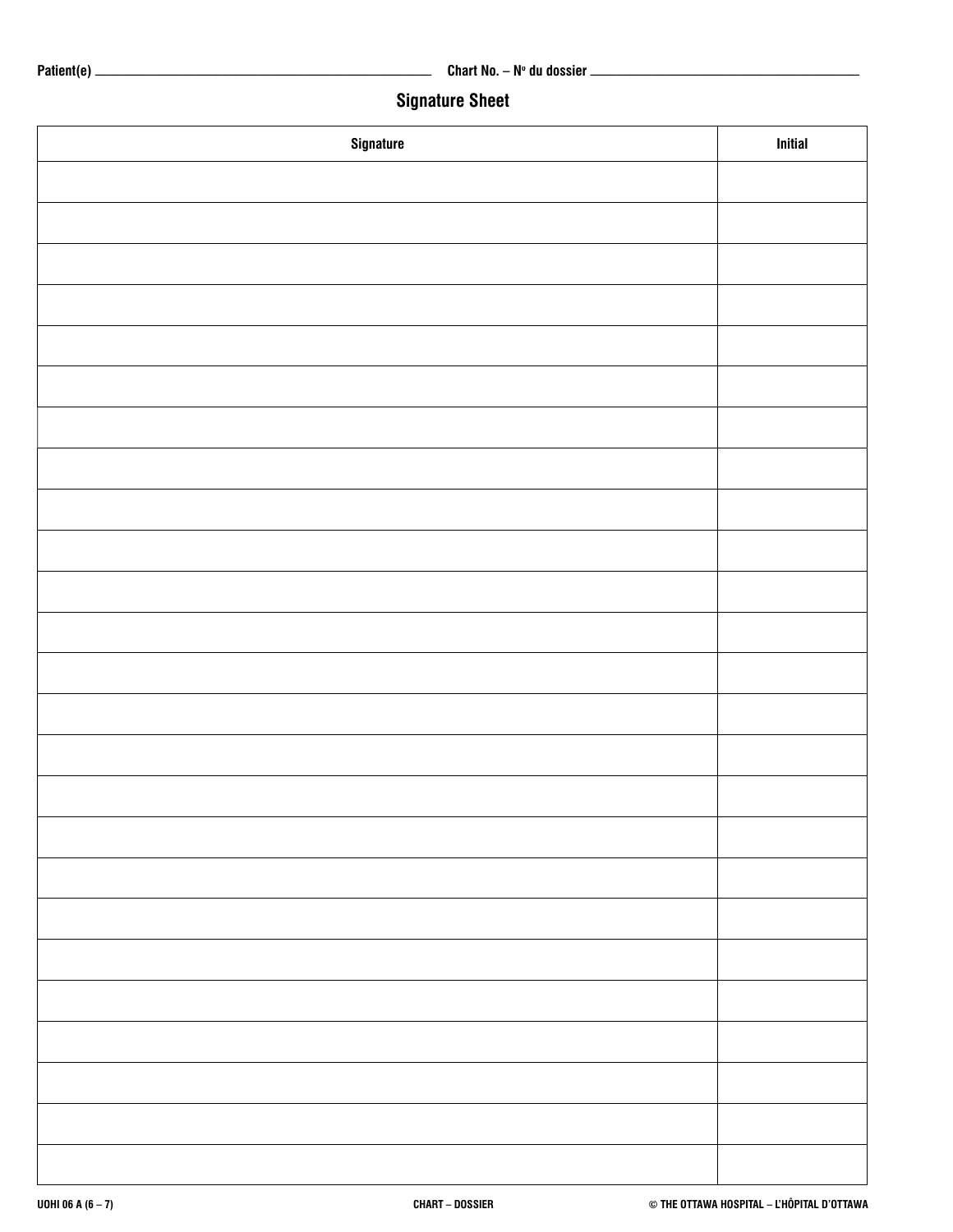Patient(e) ______________________ Chart No. – Nº du dossier ______________________

## Signature Sheet

| Signature | Initial |
|---|---|
| | |
| | |
| | |
| | |
| | |
| | |
| | |
| | |
| | |
| | |
| | |
| | |
| | |
| | |
| | |
| | |
| | |
| | |
| | |
| | |
| | |
| | |
| | |
| | |
| | |

UOHI 06 A (6 – 7) CHART – DOSSIER © THE OTTAWA HOSPITAL – L'HÔPITAL D'OTTAWA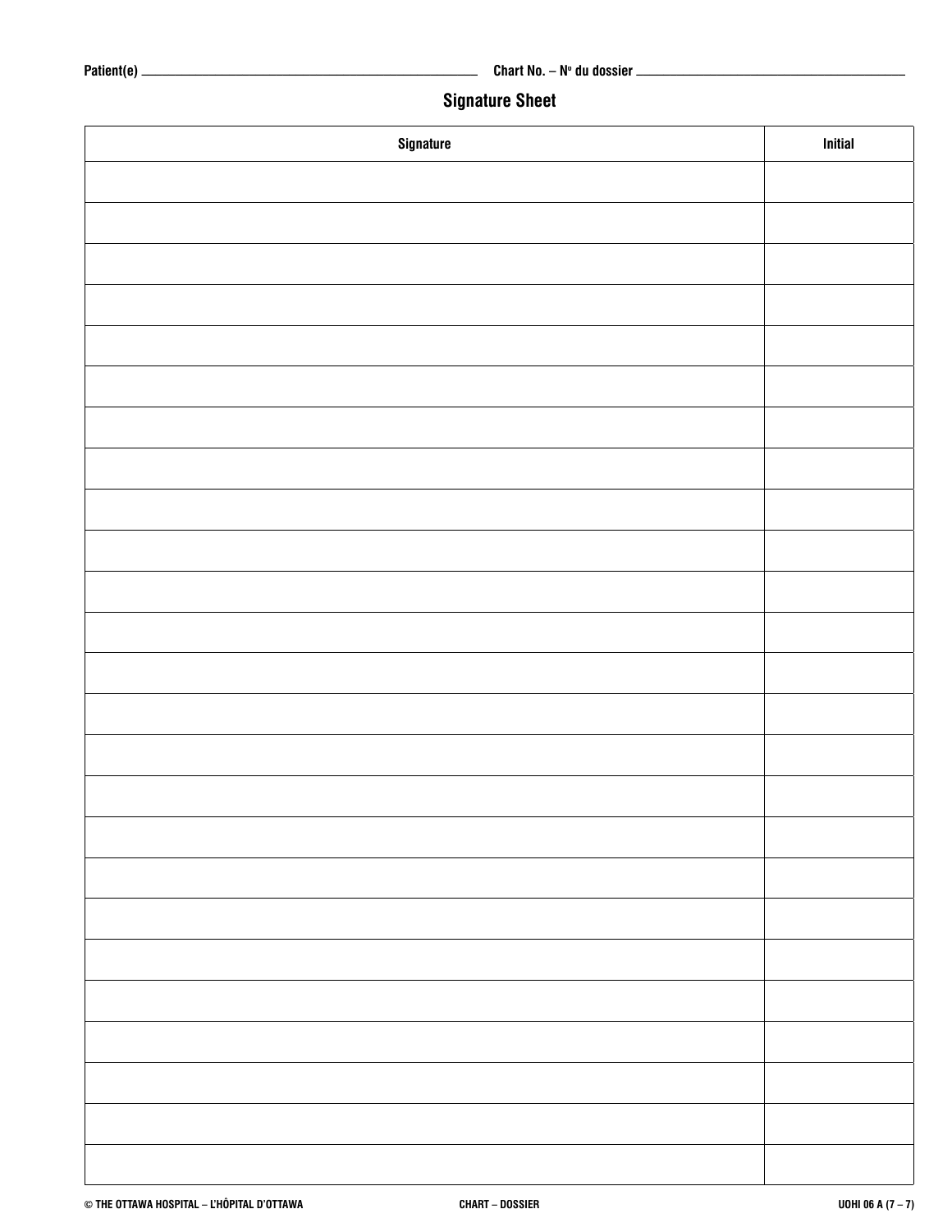Patient(e) ______________________ Chart No. – Nº du dossier ______________________

## Signature Sheet

| Signature | Initial |
| --- | --- |
| | |
| | |
| | |
| | |
| | |
| | |
| | |
| | |
| | |
| | |
| | |
| | |
| | |
| | |
| | |
| | |
| | |
| | |
| | |
| | |
| | |
| | |
| | |
| | |
| | |

© THE OTTAWA HOSPITAL – L'HÔPITAL D'OTTAWA    CHART – DOSSIER    UOHI 06 A (7 – 7)